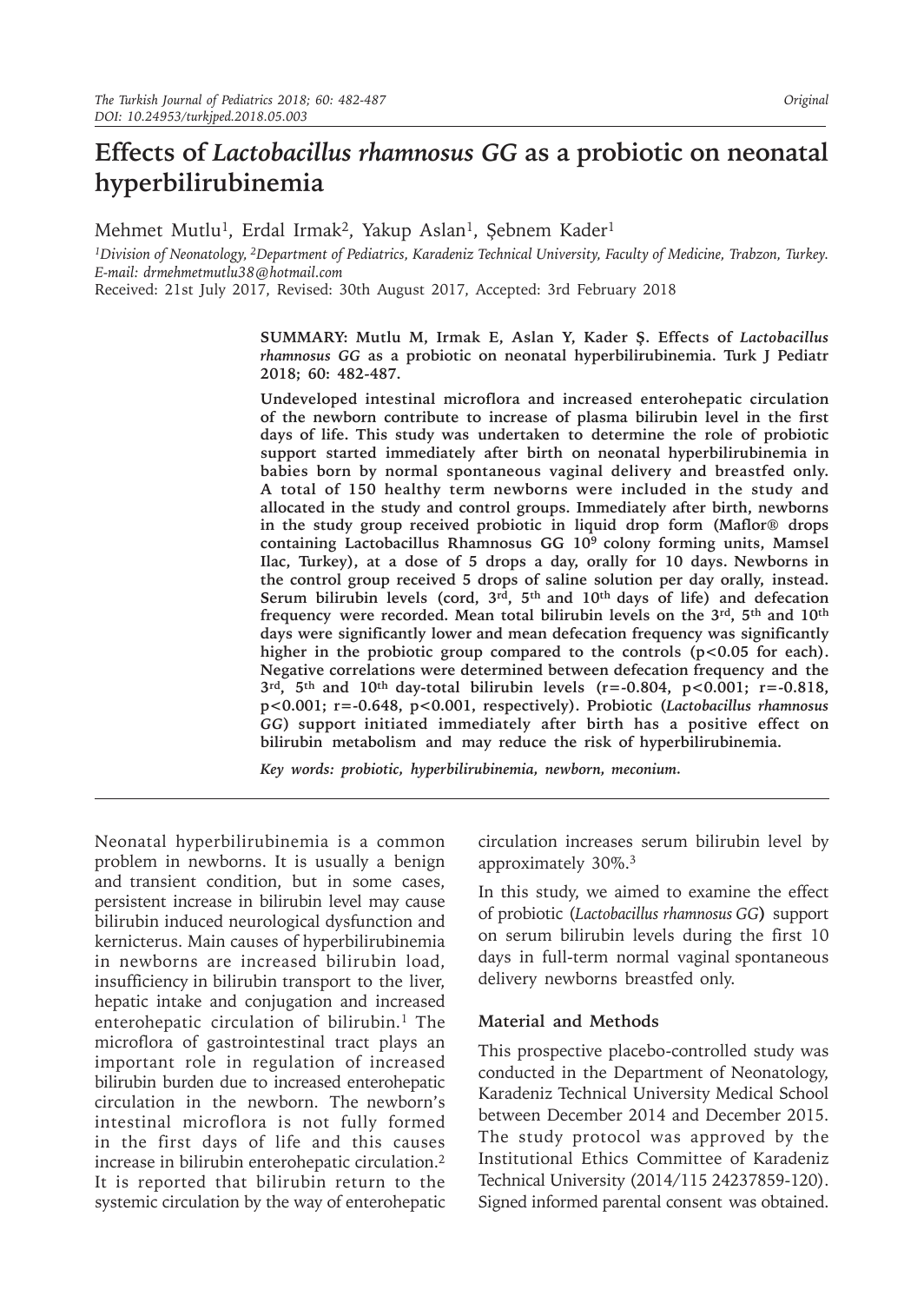# Effects of *Lactobacillus rhamnosus GG* as a probiotic on neonatal hyperbilirubinemia

Mehmet Mutlu[1], Erdal Irmak[2], Yakup Aslan[1], Şebnem Kader[1]

[1]Division of Neonatology, [2]Department of Pediatrics, Karadeniz Technical University, Faculty of Medicine, Trabzon, Turkey.
E-mail: drmehmetmutlu38@hotmail.com

Received: 21st July 2017, Revised: 30th August 2017, Accepted: 3rd February 2018

**SUMMARY: Mutlu M, Irmak E, Aslan Y, Kader Ş. Effects of *Lactobacillus rhamnosus GG* as a probiotic on neonatal hyperbilirubinemia. Turk J Pediatr 2018; 60: 482-487.**

**Undeveloped intestinal microflora and increased enterohepatic circulation of the newborn contribute to increase of plasma bilirubin level in the first days of life. This study was undertaken to determine the role of probiotic support started immediately after birth on neonatal hyperbilirubinemia in babies born by normal spontaneous vaginal delivery and breastfed only. A total of 150 healthy term newborns were included in the study and allocated in the study and control groups. Immediately after birth, newborns in the study group received probiotic in liquid drop form (Maflor® drops containing Lactobacillus Rhamnosus GG $10^9$ colony forming units, Mamsel Ilac, Turkey), at a dose of 5 drops a day, orally for 10 days. Newborns in the control group received 5 drops of saline solution per day orally, instead. Serum bilirubin levels (cord, 3rd, 5th and 10th days of life) and defecation frequency were recorded. Mean total bilirubin levels on the 3rd, 5th and 10th days were significantly lower and mean defecation frequency was significantly higher in the probiotic group compared to the controls ($p<0.05$ for each). Negative correlations were determined between defecation frequency and the 3rd, 5th and 10th day-total bilirubin levels ($r=-0.804$, $p<0.001$; $r=-0.818$, $p<0.001$; $r=-0.648$, $p<0.001$, respectively). Probiotic (*Lactobacillus rhamnosus GG*) support initiated immediately after birth has a positive effect on bilirubin metabolism and may reduce the risk of hyperbilirubinemia.**

*Key words: probiotic, hyperbilirubinemia, newborn, meconium.*

---

Neonatal hyperbilirubinemia is a common problem in newborns. It is usually a benign and transient condition, but in some cases, persistent increase in bilirubin level may cause bilirubin induced neurological dysfunction and kernicterus. Main causes of hyperbilirubinemia in newborns are increased bilirubin load, insufficiency in bilirubin transport to the liver, hepatic intake and conjugation and increased enterohepatic circulation of bilirubin.[1] The microflora of gastrointestinal tract plays an important role in regulation of increased bilirubin burden due to increased enterohepatic circulation in the newborn. The newborn's intestinal microflora is not fully formed in the first days of life and this causes increase in bilirubin enterohepatic circulation.[2] It is reported that bilirubin return to the systemic circulation by the way of enterohepatic circulation increases serum bilirubin level by approximately 30%.[3]

In this study, we aimed to examine the effect of probiotic (*Lactobacillus rhamnosus GG*) support on serum bilirubin levels during the first 10 days in full-term normal vaginal spontaneous delivery newborns breastfed only.

## Material and Methods

This prospective placebo-controlled study was conducted in the Department of Neonatology, Karadeniz Technical University Medical School between December 2014 and December 2015. The study protocol was approved by the Institutional Ethics Committee of Karadeniz Technical University (2014/115 24237859-120). Signed informed parental consent was obtained.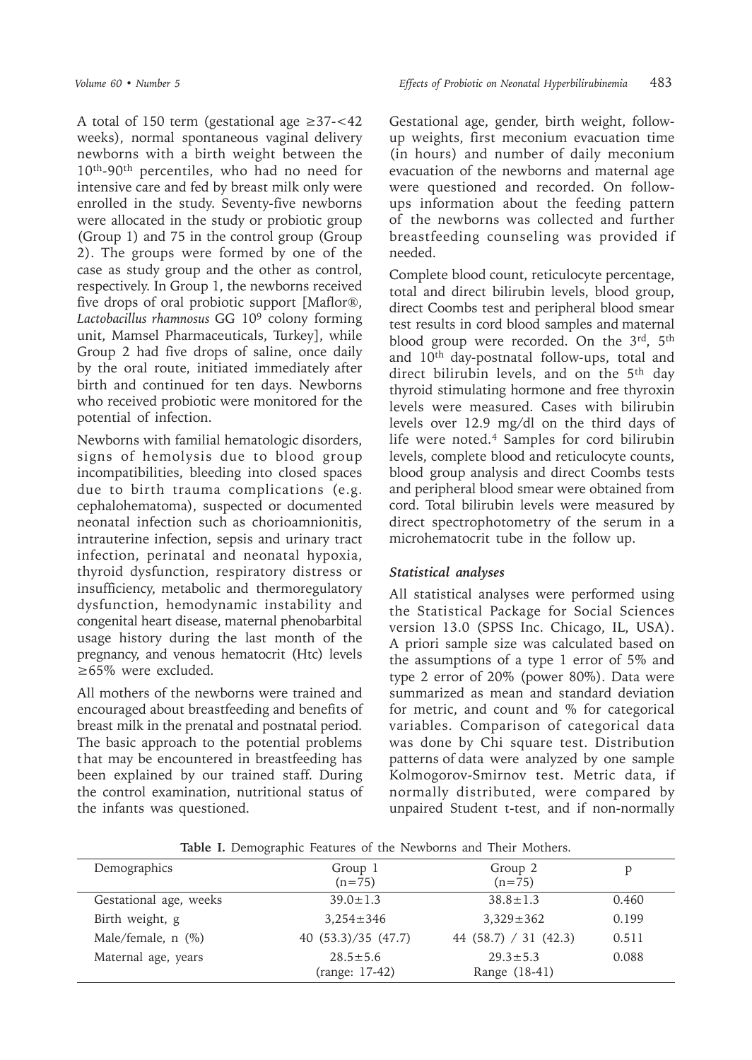A total of 150 term (gestational age ≥37-<42 weeks), normal spontaneous vaginal delivery newborns with a birth weight between the $10^{th}$-$90^{th}$ percentiles, who had no need for intensive care and fed by breast milk only were enrolled in the study. Seventy-five newborns were allocated in the study or probiotic group (Group 1) and 75 in the control group (Group 2). The groups were formed by one of the case as study group and the other as control, respectively. In Group 1, the newborns received five drops of oral probiotic support [Maflor®, *Lactobacillus rhamnosus* GG $10^9$ colony forming unit, Mamsel Pharmaceuticals, Turkey], while Group 2 had five drops of saline, once daily by the oral route, initiated immediately after birth and continued for ten days. Newborns who received probiotic were monitored for the potential of infection.

Newborns with familial hematologic disorders, signs of hemolysis due to blood group incompatibilities, bleeding into closed spaces due to birth trauma complications (e.g. cephalohematoma), suspected or documented neonatal infection such as chorioamnionitis, intrauterine infection, sepsis and urinary tract infection, perinatal and neonatal hypoxia, thyroid dysfunction, respiratory distress or insufficiency, metabolic and thermoregulatory dysfunction, hemodynamic instability and congenital heart disease, maternal phenobarbital usage history during the last month of the pregnancy, and venous hematocrit (Htc) levels ≥65% were excluded.

All mothers of the newborns were trained and encouraged about breastfeeding and benefits of breast milk in the prenatal and postnatal period. The basic approach to the potential problems that may be encountered in breastfeeding has been explained by our trained staff. During the control examination, nutritional status of the infants was questioned.

Gestational age, gender, birth weight, follow-up weights, first meconium evacuation time (in hours) and number of daily meconium evacuation of the newborns and maternal age were questioned and recorded. On follow-ups information about the feeding pattern of the newborns was collected and further breastfeeding counseling was provided if needed.

Complete blood count, reticulocyte percentage, total and direct bilirubin levels, blood group, direct Coombs test and peripheral blood smear test results in cord blood samples and maternal blood group were recorded. On the $3^{rd}$, $5^{th}$ and $10^{th}$ day-postnatal follow-ups, total and direct bilirubin levels, and on the $5^{th}$ day thyroid stimulating hormone and free thyroxin levels were measured. Cases with bilirubin levels over 12.9 mg/dl on the third days of life were noted.[4] Samples for cord bilirubin levels, complete blood and reticulocyte counts, blood group analysis and direct Coombs tests and peripheral blood smear were obtained from cord. Total bilirubin levels were measured by direct spectrophotometry of the serum in a microhematocrit tube in the follow up.

### *Statistical analyses*

All statistical analyses were performed using the Statistical Package for Social Sciences version 13.0 (SPSS Inc. Chicago, IL, USA). A priori sample size was calculated based on the assumptions of a type 1 error of 5% and type 2 error of 20% (power 80%). Data were summarized as mean and standard deviation for metric, and count and % for categorical variables. Comparison of categorical data was done by Chi square test. Distribution patterns of data were analyzed by one sample Kolmogorov-Smirnov test. Metric data, if normally distributed, were compared by unpaired Student t-test, and if non-normally

**Table I.** Demographic Features of the Newborns and Their Mothers.

| Demographics | Group 1 (n=75) | Group 2 (n=75) | p |
|---|---|---|---|
| Gestational age, weeks | 39.0±1.3 | 38.8±1.3 | 0.460 |
| Birth weight, g | 3,254±346 | 3,329±362 | 0.199 |
| Male/female, n (%) | 40 (53.3)/35 (47.7) | 44 (58.7) / 31 (42.3) | 0.511 |
| Maternal age, years | 28.5±5.6 (range: 17-42) | 29.3±5.3 Range (18-41) | 0.088 |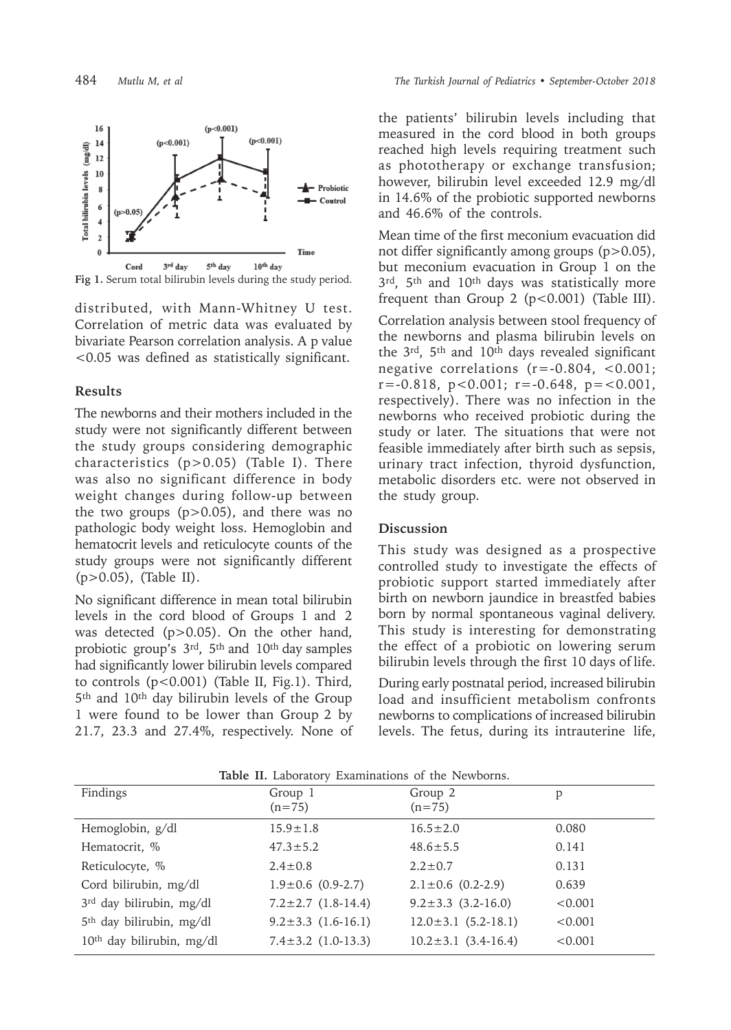Fig 1. Serum total bilirubin levels during the study period.

distributed, with Mann-Whitney U test. Correlation of metric data was evaluated by bivariate Pearson correlation analysis. A p value $<0.05$ was defined as statistically significant.

## Results

The newborns and their mothers included in the study were not significantly different between the study groups considering demographic characteristics ($p>0.05$) (Table I). There was also no significant difference in body weight changes during follow-up between the two groups ($p>0.05$), and there was no pathologic body weight loss. Hemoglobin and hematocrit levels and reticulocyte counts of the study groups were not significantly different ($p>0.05$), (Table II).

No significant difference in mean total bilirubin levels in the cord blood of Groups 1 and 2 was detected ($p>0.05$). On the other hand, probiotic group's 3rd, 5th and 10th day samples had significantly lower bilirubin levels compared to controls ($p<0.001$) (Table II, Fig.1). Third, 5th and 10th day bilirubin levels of the Group 1 were found to be lower than Group 2 by 21.7, 23.3 and 27.4%, respectively. None of the patients' bilirubin levels including that measured in the cord blood in both groups reached high levels requiring treatment such as phototherapy or exchange transfusion; however, bilirubin level exceeded 12.9 mg/dl in 14.6% of the probiotic supported newborns and 46.6% of the controls.

Mean time of the first meconium evacuation did not differ significantly among groups ($p>0.05$), but meconium evacuation in Group 1 on the 3rd, 5th and 10th days was statistically more frequent than Group 2 ($p<0.001$) (Table III).

Correlation analysis between stool frequency of the newborns and plasma bilirubin levels on the 3rd, 5th and 10th days revealed significant negative correlations ($r=-0.804$, $<0.001$; $r=-0.818$, $p<0.001$; $r=-0.648$, $p=<0.001$, respectively). There was no infection in the newborns who received probiotic during the study or later. The situations that were not feasible immediately after birth such as sepsis, urinary tract infection, thyroid dysfunction, metabolic disorders etc. were not observed in the study group.

## Discussion

This study was designed as a prospective controlled study to investigate the effects of probiotic support started immediately after birth on newborn jaundice in breastfed babies born by normal spontaneous vaginal delivery. This study is interesting for demonstrating the effect of a probiotic on lowering serum bilirubin levels through the first 10 days of life.

During early postnatal period, increased bilirubin load and insufficient metabolism confronts newborns to complications of increased bilirubin levels. The fetus, during its intrauterine life,

**Table II.** Laboratory Examinations of the Newborns.

| Findings | Group 1 (n=75) | Group 2 (n=75) | p |
|---|---|---|---|
| Hemoglobin, g/dl | 15.9±1.8 | 16.5±2.0 | 0.080 |
| Hematocrit, % | 47.3±5.2 | 48.6±5.5 | 0.141 |
| Reticulocyte, % | 2.4±0.8 | 2.2±0.7 | 0.131 |
| Cord bilirubin, mg/dl | 1.9±0.6 (0.9-2.7) | 2.1±0.6 (0.2-2.9) | 0.639 |
| 3rd day bilirubin, mg/dl | 7.2±2.7 (1.8-14.4) | 9.2±3.3 (3.2-16.0) | <0.001 |
| 5th day bilirubin, mg/dl | 9.2±3.3 (1.6-16.1) | 12.0±3.1 (5.2-18.1) | <0.001 |
| 10th day bilirubin, mg/dl | 7.4±3.2 (1.0-13.3) | 10.2±3.1 (3.4-16.4) | <0.001 |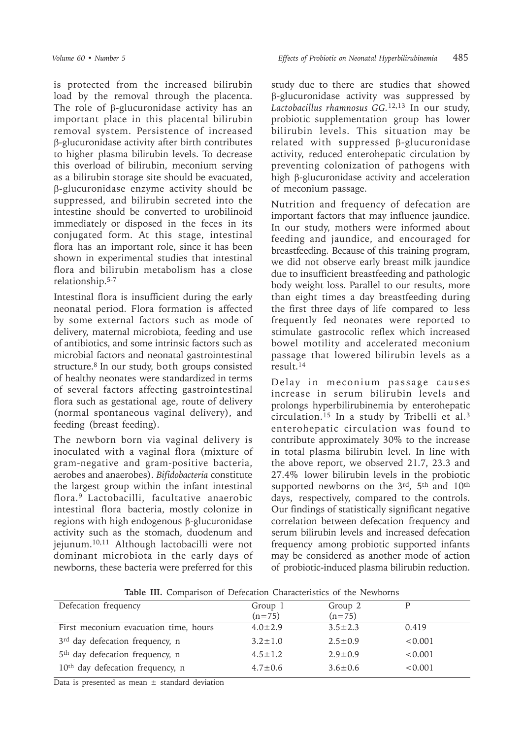is protected from the increased bilirubin load by the removal through the placenta. The role of β-glucuronidase activity has an important place in this placental bilirubin removal system. Persistence of increased β-glucuronidase activity after birth contributes to higher plasma bilirubin levels. To decrease this overload of bilirubin, meconium serving as a bilirubin storage site should be evacuated, β-glucuronidase enzyme activity should be suppressed, and bilirubin secreted into the intestine should be converted to urobilinoid immediately or disposed in the feces in its conjugated form. At this stage, intestinal flora has an important role, since it has been shown in experimental studies that intestinal flora and bilirubin metabolism has a close relationship.[5-7]

Intestinal flora is insufficient during the early neonatal period. Flora formation is affected by some external factors such as mode of delivery, maternal microbiota, feeding and use of antibiotics, and some intrinsic factors such as microbial factors and neonatal gastrointestinal structure.[8] In our study, both groups consisted of healthy neonates were standardized in terms of several factors affecting gastrointestinal flora such as gestational age, route of delivery (normal spontaneous vaginal delivery), and feeding (breast feeding).

The newborn born via vaginal delivery is inoculated with a vaginal flora (mixture of gram-negative and gram-positive bacteria, aerobes and anaerobes). *Bifidobacteria* constitute the largest group within the infant intestinal flora.[9] Lactobacilli, facultative anaerobic intestinal flora bacteria, mostly colonize in regions with high endogenous β-glucuronidase activity such as the stomach, duodenum and jejunum.[10,11] Although lactobacilli were not dominant microbiota in the early days of newborns, these bacteria were preferred for this study due to there are studies that showed β-glucuronidase activity was suppressed by *Lactobacillus rhamnosus GG*.[12,13] In our study, probiotic supplementation group has lower bilirubin levels. This situation may be related with suppressed β-glucuronidase activity, reduced enterohepatic circulation by preventing colonization of pathogens with high β-glucuronidase activity and acceleration of meconium passage.

Nutrition and frequency of defecation are important factors that may influence jaundice. In our study, mothers were informed about feeding and jaundice, and encouraged for breastfeeding. Because of this training program, we did not observe early breast milk jaundice due to insufficient breastfeeding and pathologic body weight loss. Parallel to our results, more than eight times a day breastfeeding during the first three days of life compared to less frequently fed neonates were reported to stimulate gastrocolic reflex which increased bowel motility and accelerated meconium passage that lowered bilirubin levels as a result.[14]

Delay in meconium passage causes increase in serum bilirubin levels and prolongs hyperbilirubinemia by enterohepatic circulation.[15] In a study by Tribelli et al.[3] enterohepatic circulation was found to contribute approximately 30% to the increase in total plasma bilirubin level. In line with the above report, we observed 21.7, 23.3 and 27.4% lower bilirubin levels in the probiotic supported newborns on the 3rd, 5th and 10th days, respectively, compared to the controls. Our findings of statistically significant negative correlation between defecation frequency and serum bilirubin levels and increased defecation frequency among probiotic supported infants may be considered as another mode of action of probiotic-induced plasma bilirubin reduction.

**Table III.** Comparison of Defecation Characteristics of the Newborns

| Defecation frequency | Group 1 (n=75) | Group 2 (n=75) | P |
|---|---|---|---|
| First meconium evacuation time, hours | 4.0±2.9 | 3.5±2.3 | 0.419 |
| 3rd day defecation frequency, n | 3.2±1.0 | 2.5±0.9 | <0.001 |
| 5th day defecation frequency, n | 4.5±1.2 | 2.9±0.9 | <0.001 |
| 10th day defecation frequency, n | 4.7±0.6 | 3.6±0.6 | <0.001 |

Data is presented as mean ± standard deviation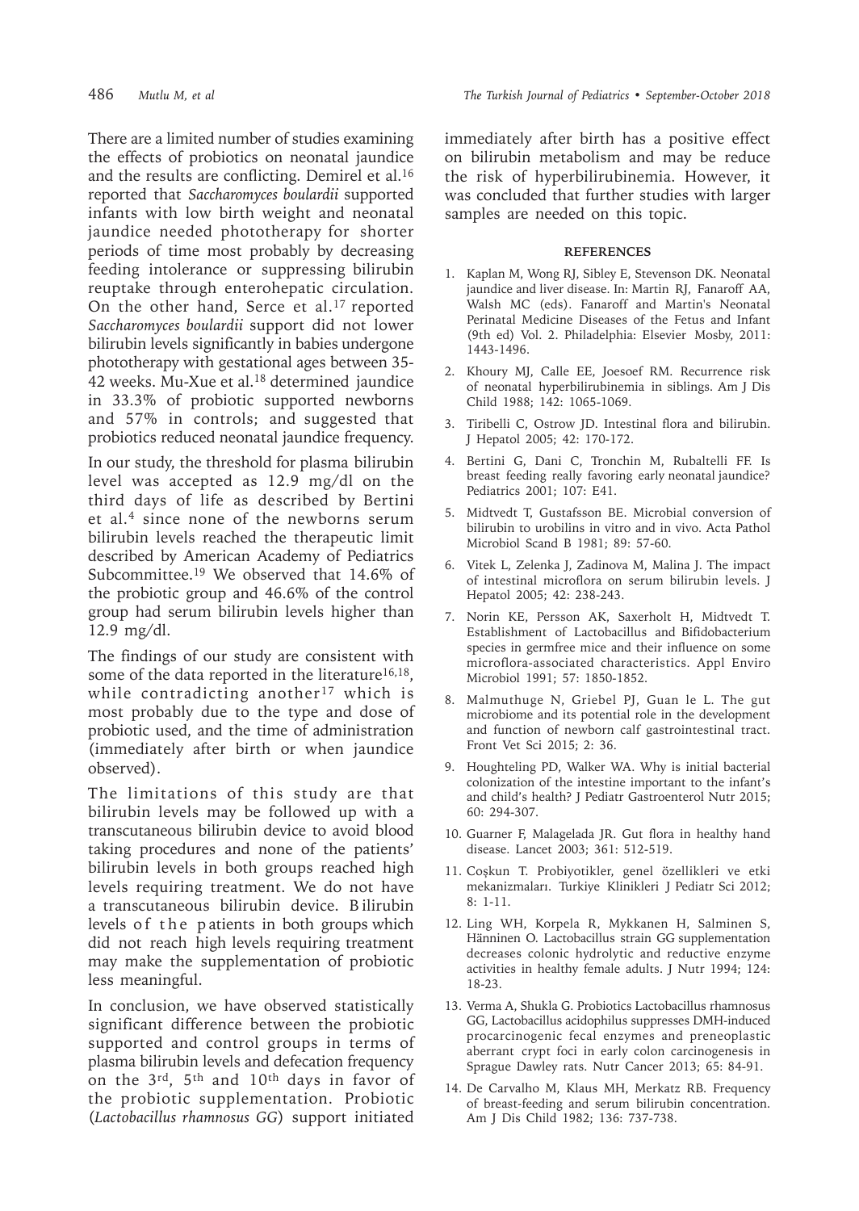There are a limited number of studies examining the effects of probiotics on neonatal jaundice and the results are conflicting. Demirel et al.[16] reported that *Saccharomyces boulardii* supported infants with low birth weight and neonatal jaundice needed phototherapy for shorter periods of time most probably by decreasing feeding intolerance or suppressing bilirubin reuptake through enterohepatic circulation. On the other hand, Serce et al.[17] reported *Saccharomyces boulardii* support did not lower bilirubin levels significantly in babies undergone phototherapy with gestational ages between 35-42 weeks. Mu-Xue et al.[18] determined jaundice in 33.3% of probiotic supported newborns and 57% in controls; and suggested that probiotics reduced neonatal jaundice frequency.

In our study, the threshold for plasma bilirubin level was accepted as 12.9 mg/dl on the third days of life as described by Bertini et al.[4] since none of the newborns serum bilirubin levels reached the therapeutic limit described by American Academy of Pediatrics Subcommittee.[19] We observed that 14.6% of the probiotic group and 46.6% of the control group had serum bilirubin levels higher than 12.9 mg/dl.

The findings of our study are consistent with some of the data reported in the literature[16,18], while contradicting another[17] which is most probably due to the type and dose of probiotic used, and the time of administration (immediately after birth or when jaundice observed).

The limitations of this study are that bilirubin levels may be followed up with a transcutaneous bilirubin device to avoid blood taking procedures and none of the patients' bilirubin levels in both groups reached high levels requiring treatment. We do not have a transcutaneous bilirubin device. Bilirubin levels of the patients in both groups which did not reach high levels requiring treatment may make the supplementation of probiotic less meaningful.

In conclusion, we have observed statistically significant difference between the probiotic supported and control groups in terms of plasma bilirubin levels and defecation frequency on the 3rd, 5th and 10th days in favor of the probiotic supplementation. Probiotic (*Lactobacillus rhamnosus GG*) support initiated immediately after birth has a positive effect on bilirubin metabolism and may be reduce the risk of hyperbilirubinemia. However, it was concluded that further studies with larger samples are needed on this topic.

## REFERENCES

1. Kaplan M, Wong RJ, Sibley E, Stevenson DK. Neonatal jaundice and liver disease. In: Martin RJ, Fanaroff AA, Walsh MC (eds). Fanaroff and Martin's Neonatal Perinatal Medicine Diseases of the Fetus and Infant (9th ed) Vol. 2. Philadelphia: Elsevier Mosby, 2011: 1443-1496.
2. Khoury MJ, Calle EE, Joesoef RM. Recurrence risk of neonatal hyperbilirubinemia in siblings. Am J Dis Child 1988; 142: 1065-1069.
3. Tiribelli C, Ostrow JD. Intestinal flora and bilirubin. J Hepatol 2005; 42: 170-172.
4. Bertini G, Dani C, Tronchin M, Rubaltelli FF. Is breast feeding really favoring early neonatal jaundice? Pediatrics 2001; 107: E41.
5. Midtvedt T, Gustafsson BE. Microbial conversion of bilirubin to urobilins in vitro and in vivo. Acta Pathol Microbiol Scand B 1981; 89: 57-60.
6. Vitek L, Zelenka J, Zadinova M, Malina J. The impact of intestinal microflora on serum bilirubin levels. J Hepatol 2005; 42: 238-243.
7. Norin KE, Persson AK, Saxerholt H, Midtvedt T. Establishment of Lactobacillus and Bifidobacterium species in germfree mice and their influence on some microflora-associated characteristics. Appl Enviro Microbiol 1991; 57: 1850-1852.
8. Malmuthuge N, Griebel PJ, Guan le L. The gut microbiome and its potential role in the development and function of newborn calf gastrointestinal tract. Front Vet Sci 2015; 2: 36.
9. Houghteling PD, Walker WA. Why is initial bacterial colonization of the intestine important to the infant's and child's health? J Pediatr Gastroenterol Nutr 2015; 60: 294-307.
10. Guarner F, Malagelada JR. Gut flora in healthy hand disease. Lancet 2003; 361: 512-519.
11. Coşkun T. Probiyotikler, genel özellikleri ve etki mekanizmaları. Turkiye Klinikleri J Pediatr Sci 2012; 8: 1-11.
12. Ling WH, Korpela R, Mykkanen H, Salminen S, Hänninen O. Lactobacillus strain GG supplementation decreases colonic hydrolytic and reductive enzyme activities in healthy female adults. J Nutr 1994; 124: 18-23.
13. Verma A, Shukla G. Probiotics Lactobacillus rhamnosus GG, Lactobacillus acidophilus suppresses DMH-induced procarcinogenic fecal enzymes and preneoplastic aberrant crypt foci in early colon carcinogenesis in Sprague Dawley rats. Nutr Cancer 2013; 65: 84-91.
14. De Carvalho M, Klaus MH, Merkatz RB. Frequency of breast-feeding and serum bilirubin concentration. Am J Dis Child 1982; 136: 737-738.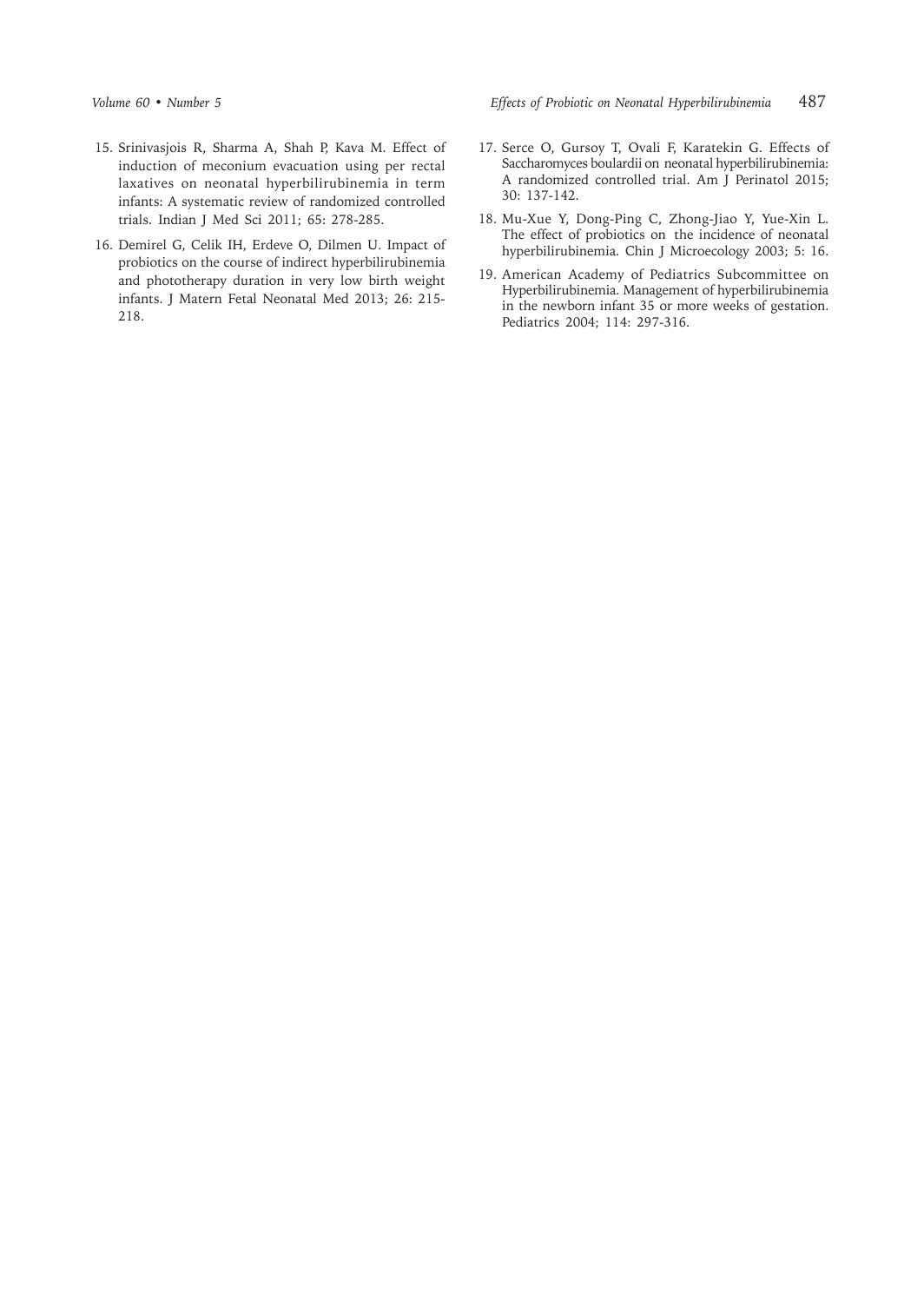15. Srinivasjois R, Sharma A, Shah P, Kava M. Effect of induction of meconium evacuation using per rectal laxatives on neonatal hyperbilirubinemia in term infants: A systematic review of randomized controlled trials. Indian J Med Sci 2011; 65: 278-285.

16. Demirel G, Celik IH, Erdeve O, Dilmen U. Impact of probiotics on the course of indirect hyperbilirubinemia and phototherapy duration in very low birth weight infants. J Matern Fetal Neonatal Med 2013; 26: 215-218.

17. Serce O, Gursoy T, Ovali F, Karatekin G. Effects of Saccharomyces boulardii on neonatal hyperbilirubinemia: A randomized controlled trial. Am J Perinatol 2015; 30: 137-142.

18. Mu-Xue Y, Dong-Ping C, Zhong-Jiao Y, Yue-Xin L. The effect of probiotics on the incidence of neonatal hyperbilirubinemia. Chin J Microecology 2003; 5: 16.

19. American Academy of Pediatrics Subcommittee on Hyperbilirubinemia. Management of hyperbilirubinemia in the newborn infant 35 or more weeks of gestation. Pediatrics 2004; 114: 297-316.